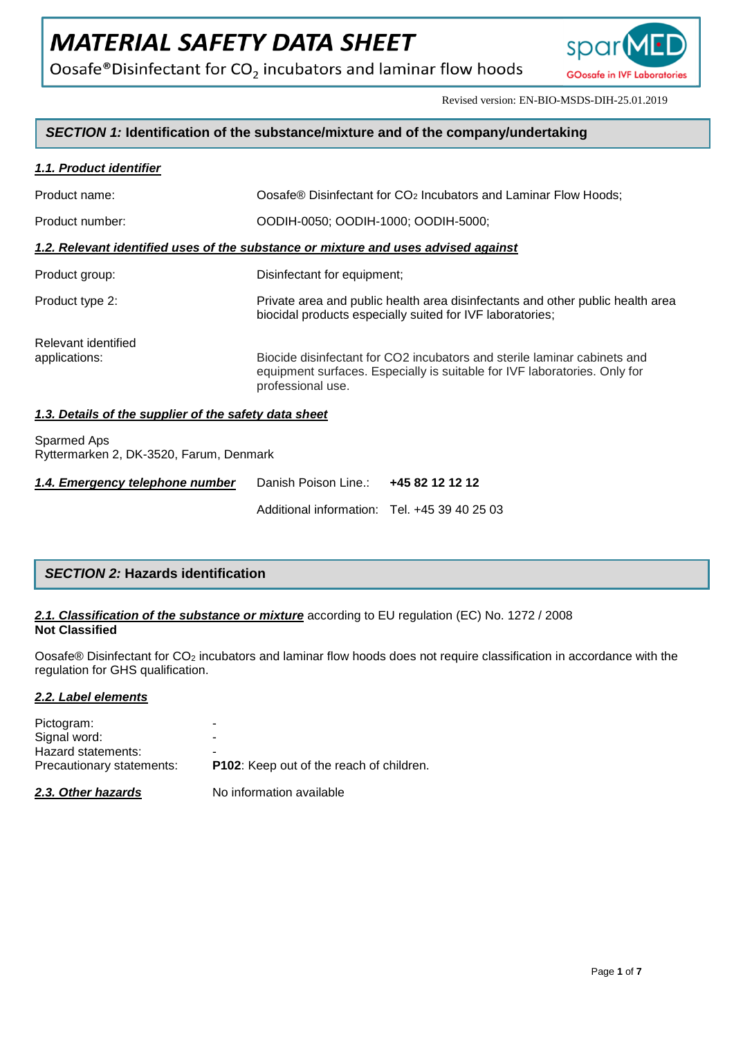# MATERIAL SAFETY DATA SHEET

Oosafe®Disinfectant for $CO_2$ incubators and laminar flow hoods

Revised version: EN-BIO-MSDS-DIH-25.01.2019

## *SECTION 1:* Identification of the substance/mixture and of the company/undertaking

### *1.1. Product identifier*

| | |
|---|---|
| Product name: | Oosafe® Disinfectant for $CO_2$ Incubators and Laminar Flow Hoods; |
| Product number: | OODIH-0050; OODIH-1000; OODIH-5000; |

### *1.2. Relevant identified uses of the substance or mixture and uses advised against*

| | |
|---|---|
| Product group: | Disinfectant for equipment; |
| Product type 2: | Private area and public health area disinfectants and other public health area biocidal products especially suited for IVF laboratories; |
| Relevant identified applications: | Biocide disinfectant for CO2 incubators and sterile laminar cabinets and equipment surfaces. Especially is suitable for IVF laboratories. Only for professional use. |

### *1.3. Details of the supplier of the safety data sheet*

Sparmed Aps
Ryttermarken 2, DK-3520, Farum, Denmark

### *1.4. Emergency telephone number*

| | |
|---|---|
| Danish Poison Line.: | **+45 82 12 12 12** |
| Additional information: | Tel. +45 39 40 25 03 |

## *SECTION 2:* Hazards identification

***2.1. Classification of the substance or mixture*** according to EU regulation (EC) No. 1272 / 2008
**Not Classified**

Oosafe® Disinfectant for $CO_2$ incubators and laminar flow hoods does not require classification in accordance with the regulation for GHS qualification.

### *2.2. Label elements*

| | |
|---|---|
| Pictogram: | - |
| Signal word: | - |
| Hazard statements: | - |
| Precautionary statements: | **P102**: Keep out of the reach of children. |

***2.3. Other hazards*** No information available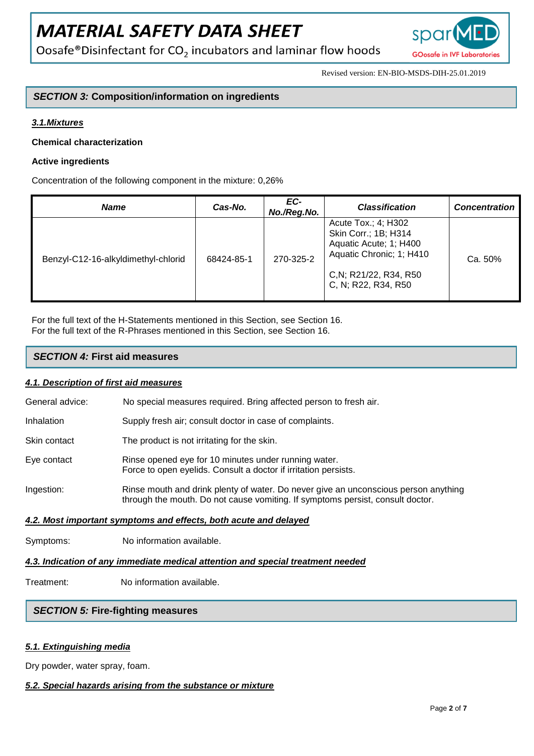## *SECTION 3:* Composition/information on ingredients

### ***3.1.Mixtures***

**Chemical characterization**

**Active ingredients**

Concentration of the following component in the mixture: 0,26%

| ***Name*** | ***Cas-No.*** | ***EC-No./Reg.No.*** | ***Classification*** | ***Concentration*** |
|---|---|---|---|---|
| Benzyl-C12-16-alkyldimethyl-chlorid | 68424-85-1 | 270-325-2 | Acute Tox.; 4; H302<br>Skin Corr.; 1B; H314<br>Aquatic Acute; 1; H400<br>Aquatic Chronic; 1; H410<br><br>C,N; R21/22, R34, R50<br>C, N; R22, R34, R50 | Ca. 50% |

For the full text of the H-Statements mentioned in this Section, see Section 16.
For the full text of the R-Phrases mentioned in this Section, see Section 16.

## *SECTION 4:* First aid measures

### ***4.1. Description of first aid measures***

General advice: No special measures required. Bring affected person to fresh air.

Inhalation: Supply fresh air; consult doctor in case of complaints.

Skin contact: The product is not irritating for the skin.

Eye contact: Rinse opened eye for 10 minutes under running water.
Force to open eyelids. Consult a doctor if irritation persists.

Ingestion: Rinse mouth and drink plenty of water. Do never give an unconscious person anything through the mouth. Do not cause vomiting. If symptoms persist, consult doctor.

### ***4.2. Most important symptoms and effects, both acute and delayed***

Symptoms: No information available.

### ***4.3. Indication of any immediate medical attention and special treatment needed***

Treatment: No information available.

## *SECTION 5:* Fire-fighting measures

### ***5.1. Extinguishing media***

Dry powder, water spray, foam.

### ***5.2. Special hazards arising from the substance or mixture***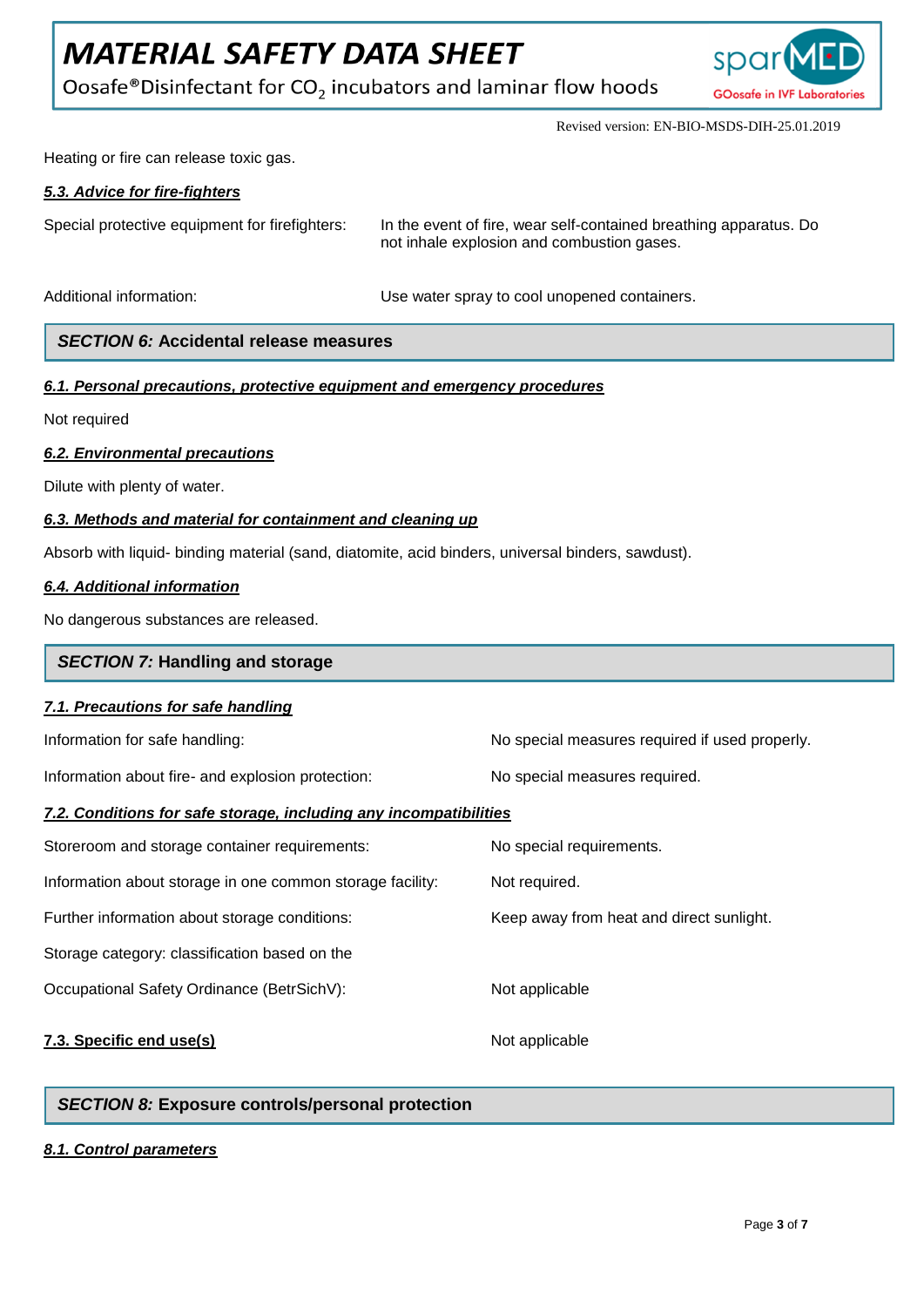Heating or fire can release toxic gas.

***5.3. Advice for fire-fighters***

Special protective equipment for firefighters: In the event of fire, wear self-contained breathing apparatus. Do not inhale explosion and combustion gases.

Additional information: Use water spray to cool unopened containers.

## *SECTION 6:* Accidental release measures

***6.1. Personal precautions, protective equipment and emergency procedures***

Not required

***6.2. Environmental precautions***

Dilute with plenty of water.

***6.3. Methods and material for containment and cleaning up***

Absorb with liquid- binding material (sand, diatomite, acid binders, universal binders, sawdust).

***6.4. Additional information***

No dangerous substances are released.

## *SECTION 7:* Handling and storage

***7.1. Precautions for safe handling***

Information for safe handling: No special measures required if used properly.

Information about fire- and explosion protection: No special measures required.

***7.2. Conditions for safe storage, including any incompatibilities***

Storeroom and storage container requirements: No special requirements.

Information about storage in one common storage facility: Not required.

Further information about storage conditions: Keep away from heat and direct sunlight.

Storage category: classification based on the

Occupational Safety Ordinance (BetrSichV): Not applicable

**7.3. Specific end use(s)** Not applicable

## *SECTION 8:* Exposure controls/personal protection

***8.1. Control parameters***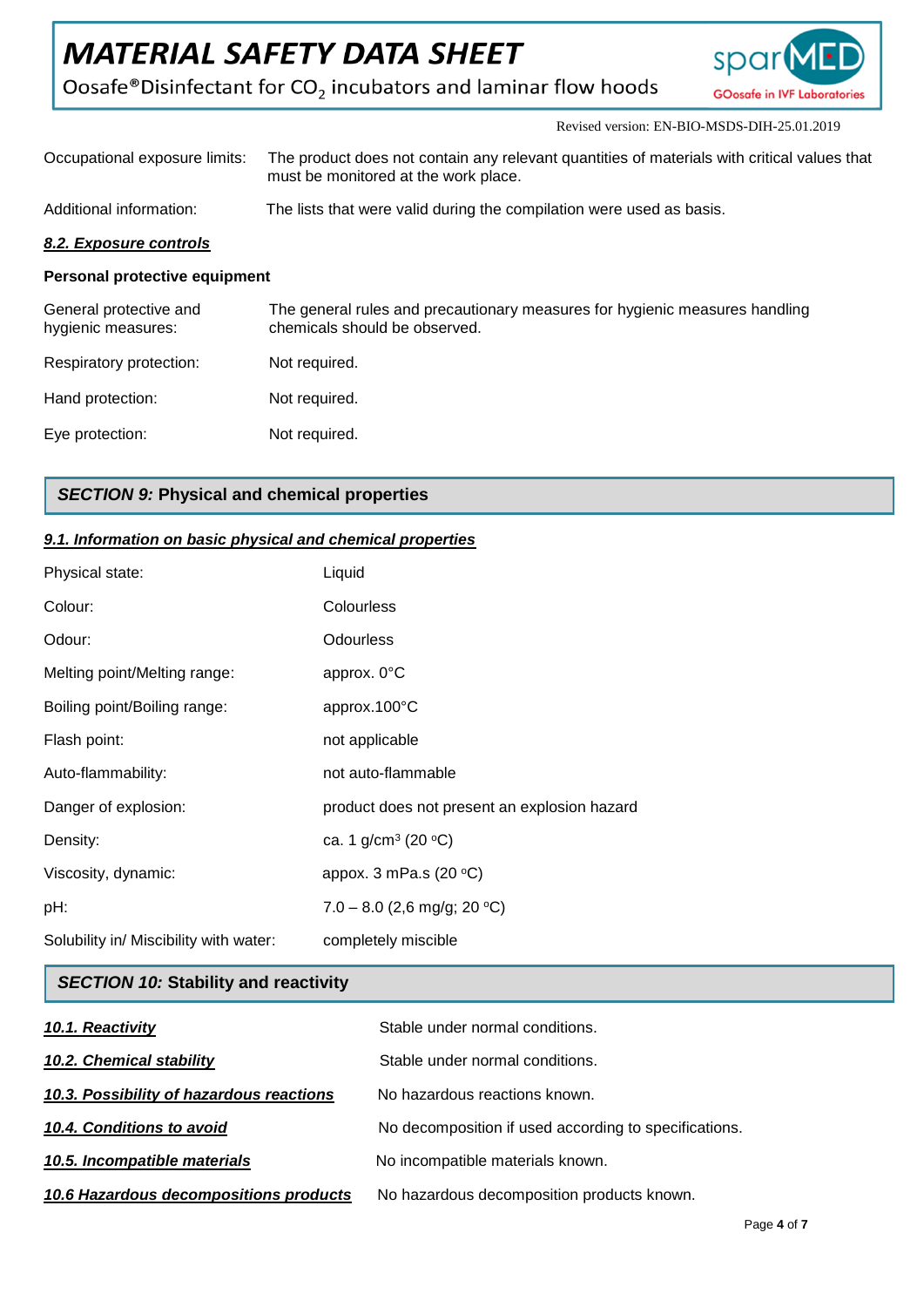Occupational exposure limits: The product does not contain any relevant quantities of materials with critical values that must be monitored at the work place.

Additional information: The lists that were valid during the compilation were used as basis.

#### *8.2. Exposure controls*

**Personal protective equipment**

| | |
|---|---|
| General protective and hygienic measures: | The general rules and precautionary measures for hygienic measures handling chemicals should be observed. |
| Respiratory protection: | Not required. |
| Hand protection: | Not required. |
| Eye protection: | Not required. |

## *SECTION 9:* Physical and chemical properties

#### *9.1. Information on basic physical and chemical properties*

| | |
|---|---|
| Physical state: | Liquid |
| Colour: | Colourless |
| Odour: | Odourless |
| Melting point/Melting range: | approx. 0°C |
| Boiling point/Boiling range: | approx.100°C |
| Flash point: | not applicable |
| Auto-flammability: | not auto-flammable |
| Danger of explosion: | product does not present an explosion hazard |
| Density: | ca. 1 g/cm³ (20 °C) |
| Viscosity, dynamic: | appox. 3 mPa.s (20 °C) |
| pH: | 7.0 – 8.0 (2,6 mg/g; 20 °C) |
| Solubility in/ Miscibility with water: | completely miscible |

## *SECTION 10:* Stability and reactivity

| | |
|---|---|
| ***10.1. Reactivity*** | Stable under normal conditions. |
| ***10.2. Chemical stability*** | Stable under normal conditions. |
| ***10.3. Possibility of hazardous reactions*** | No hazardous reactions known. |
| ***10.4. Conditions to avoid*** | No decomposition if used according to specifications. |
| ***10.5. Incompatible materials*** | No incompatible materials known. |
| ***10.6 Hazardous decompositions products*** | No hazardous decomposition products known. |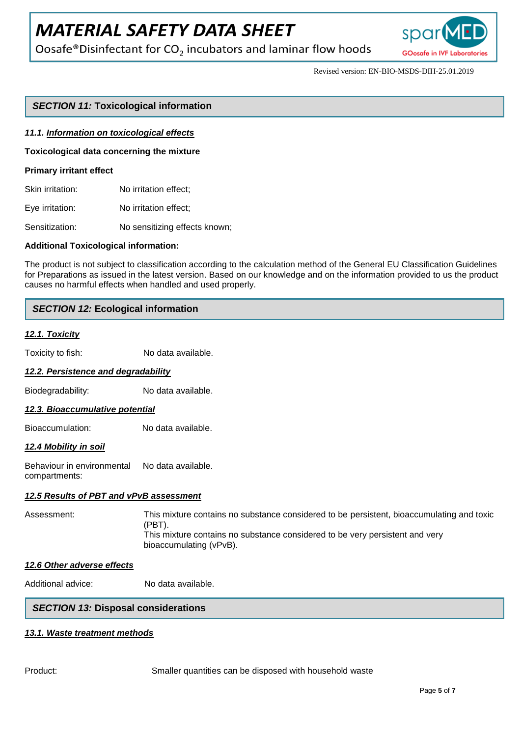## *SECTION 11:* Toxicological information

### *11.1. Information on toxicological effects*

**Toxicological data concerning the mixture**

**Primary irritant effect**

Skin irritation: No irritation effect;

Eye irritation: No irritation effect;

Sensitization: No sensitizing effects known;

**Additional Toxicological information:**

The product is not subject to classification according to the calculation method of the General EU Classification Guidelines for Preparations as issued in the latest version. Based on our knowledge and on the information provided to us the product causes no harmful effects when handled and used properly.

## *SECTION 12:* Ecological information

### *12.1. Toxicity*

Toxicity to fish: No data available.

### *12.2. Persistence and degradability*

Biodegradability: No data available.

### *12.3. Bioaccumulative potential*

Bioaccumulation: No data available.

### *12.4 Mobility in soil*

Behaviour in environmental compartments: No data available.

### *12.5 Results of PBT and vPvB assessment*

Assessment: This mixture contains no substance considered to be persistent, bioaccumulating and toxic (PBT).
This mixture contains no substance considered to be very persistent and very bioaccumulating (vPvB).

### *12.6 Other adverse effects*

Additional advice: No data available.

## *SECTION 13:* Disposal considerations

### *13.1. Waste treatment methods*

Product: Smaller quantities can be disposed with household waste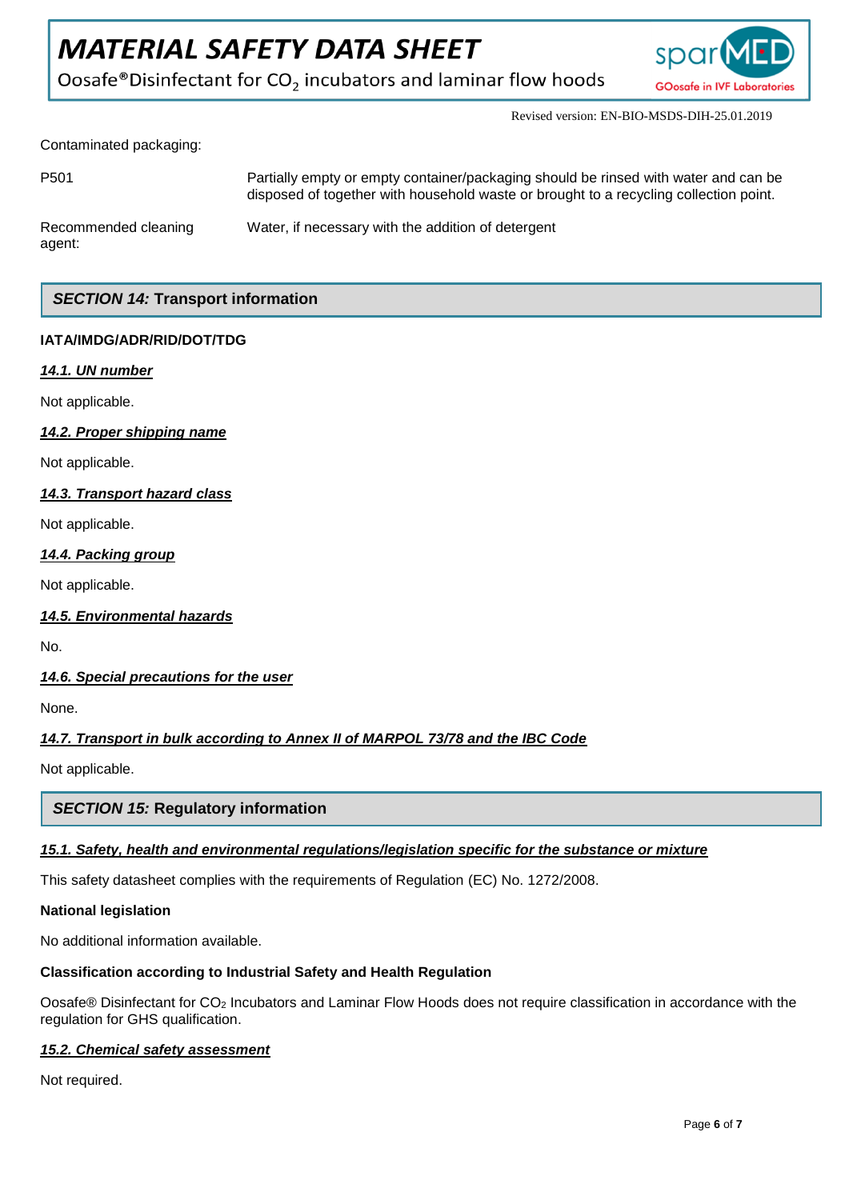Contaminated packaging:

| | |
|---|---|
| P501 | Partially empty or empty container/packaging should be rinsed with water and can be disposed of together with household waste or brought to a recycling collection point. |
| Recommended cleaning agent: | Water, if necessary with the addition of detergent |

## *SECTION 14:* Transport information

**IATA/IMDG/ADR/RID/DOT/TDG**

***14.1. UN number***

Not applicable.

***14.2. Proper shipping name***

Not applicable.

***14.3. Transport hazard class***

Not applicable.

***14.4. Packing group***

Not applicable.

***14.5. Environmental hazards***

No.

***14.6. Special precautions for the user***

None.

***14.7. Transport in bulk according to Annex II of MARPOL 73/78 and the IBC Code***

Not applicable.

## *SECTION 15:* Regulatory information

***15.1. Safety, health and environmental regulations/legislation specific for the substance or mixture***

This safety datasheet complies with the requirements of Regulation (EC) No. 1272/2008.

**National legislation**

No additional information available.

**Classification according to Industrial Safety and Health Regulation**

Oosafe® Disinfectant for $CO_2$ Incubators and Laminar Flow Hoods does not require classification in accordance with the regulation for GHS qualification.

***15.2. Chemical safety assessment***

Not required.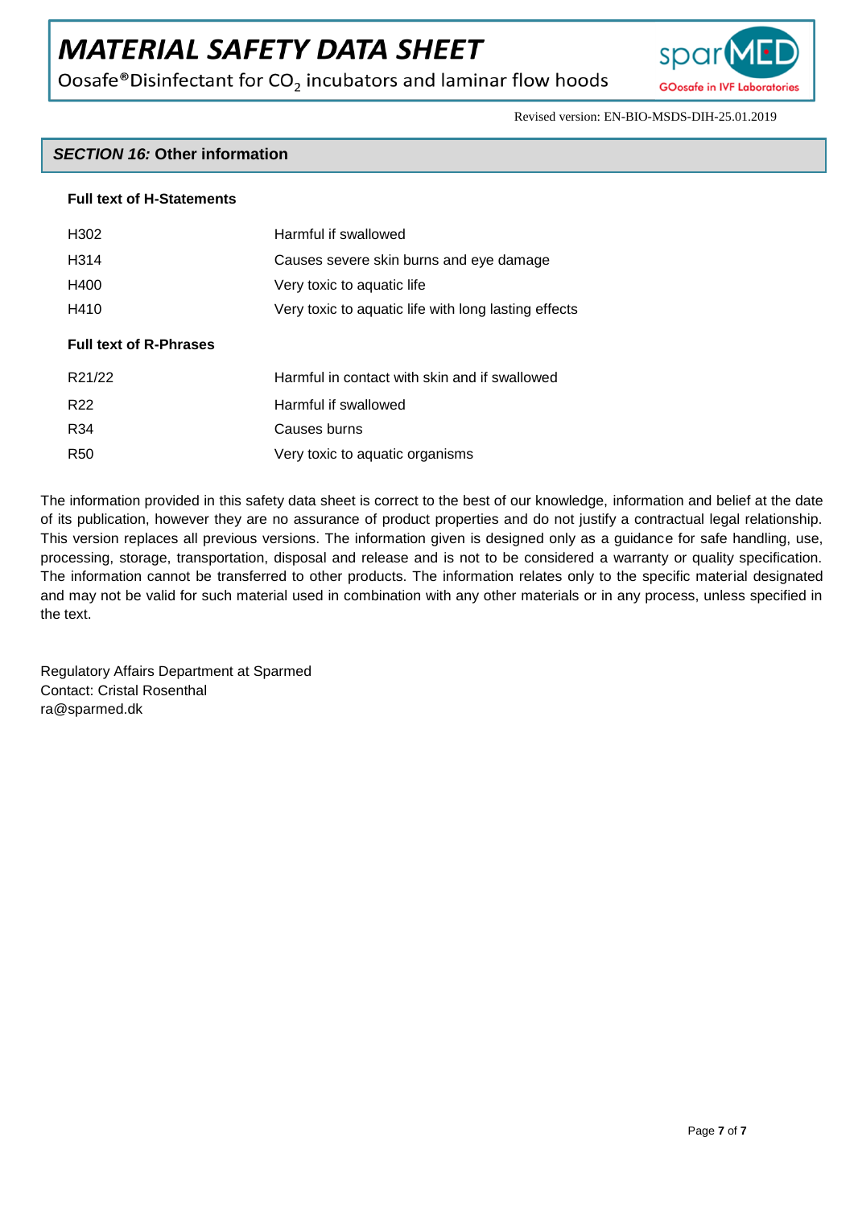## *SECTION 16:* Other information

**Full text of H-Statements**

| | |
|---|---|
| H302 | Harmful if swallowed |
| H314 | Causes severe skin burns and eye damage |
| H400 | Very toxic to aquatic life |
| H410 | Very toxic to aquatic life with long lasting effects |

**Full text of R-Phrases**

| | |
|---|---|
| R21/22 | Harmful in contact with skin and if swallowed |
| R22 | Harmful if swallowed |
| R34 | Causes burns |
| R50 | Very toxic to aquatic organisms |

The information provided in this safety data sheet is correct to the best of our knowledge, information and belief at the date of its publication, however they are no assurance of product properties and do not justify a contractual legal relationship. This version replaces all previous versions. The information given is designed only as a guidance for safe handling, use, processing, storage, transportation, disposal and release and is not to be considered a warranty or quality specification. The information cannot be transferred to other products. The information relates only to the specific material designated and may not be valid for such material used in combination with any other materials or in any process, unless specified in the text.

Regulatory Affairs Department at Sparmed
Contact: Cristal Rosenthal
ra@sparmed.dk